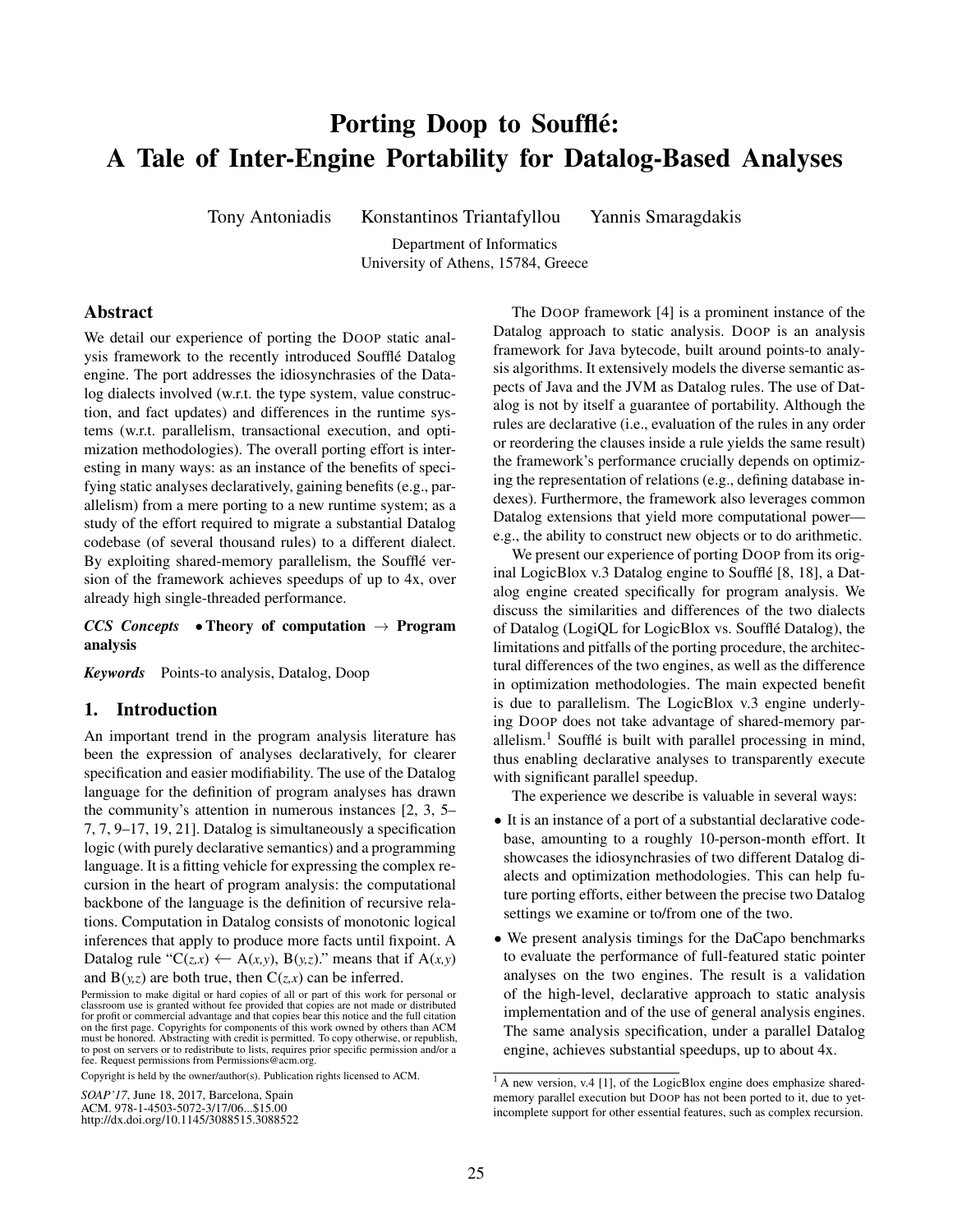# Porting Doop to Soufflé: A Tale of Inter-Engine Portability for Datalog-Based Analyses

Tony Antoniadis Konstantinos Triantafyllou Yannis Smaragdakis

Department of Informatics
University of Athens, 15784, Greece

## Abstract

We detail our experience of porting the DOOP static analysis framework to the recently introduced Soufflé Datalog engine. The port addresses the idiosyncrasies of the Datalog dialects involved (w.r.t. the type system, value construction, and fact updates) and differences in the runtime systems (w.r.t. parallelism, transactional execution, and optimization methodologies). The overall porting effort is interesting in many ways: as an instance of the benefits of specifying static analyses declaratively, gaining benefits (e.g., parallelism) from a mere porting to a new runtime system; as a study of the effort required to migrate a substantial Datalog codebase (of several thousand rules) to a different dialect. By exploiting shared-memory parallelism, the Soufflé version of the framework achieves speedups of up to 4x, over already high single-threaded performance.

***CCS Concepts*** • **Theory of computation** → **Program analysis**

***Keywords*** Points-to analysis, Datalog, Doop

## 1. Introduction

An important trend in the program analysis literature has been the expression of analyses declaratively, for clearer specification and easier modifiability. The use of the Datalog language for the definition of program analyses has drawn the community's attention in numerous instances [2, 3, 5–7, 7, 9–17, 19, 21]. Datalog is simultaneously a specification logic (with purely declarative semantics) and a programming language. It is a fitting vehicle for expressing the complex recursion in the heart of program analysis: the computational backbone of the language is the definition of recursive relations. Computation in Datalog consists of monotonic logical inferences that apply to produce more facts until fixpoint. A Datalog rule "C(*z*,*x*) ← A(*x*,*y*), B(*y*,*z*)." means that if A(*x*,*y*) and B(*y*,*z*) are both true, then C(*z*,*x*) can be inferred.

Permission to make digital or hard copies of all or part of this work for personal or classroom use is granted without fee provided that copies are not made or distributed for profit or commercial advantage and that copies bear this notice and the full citation on the first page. Copyrights for components of this work owned by others than ACM must be honored. Abstracting with credit is permitted. To copy otherwise, or republish, to post on servers or to redistribute to lists, requires prior specific permission and/or a fee. Request permissions from Permissions@acm.org.

Copyright is held by the owner/author(s). Publication rights licensed to ACM.

*SOAP'17*, June 18, 2017, Barcelona, Spain
ACM. 978-1-4503-5072-3/17/06...$15.00
http://dx.doi.org/10.1145/3088515.3088522

The DOOP framework [4] is a prominent instance of the Datalog approach to static analysis. DOOP is an analysis framework for Java bytecode, built around points-to analysis algorithms. It extensively models the diverse semantic aspects of Java and the JVM as Datalog rules. The use of Datalog is not by itself a guarantee of portability. Although the rules are declarative (i.e., evaluation of the rules in any order or reordering the clauses inside a rule yields the same result) the framework's performance crucially depends on optimizing the representation of relations (e.g., defining database indexes). Furthermore, the framework also leverages common Datalog extensions that yield more computational power—e.g., the ability to construct new objects or to do arithmetic.

We present our experience of porting DOOP from its original LogicBlox v.3 Datalog engine to Soufflé [8, 18], a Datalog engine created specifically for program analysis. We discuss the similarities and differences of the two dialects of Datalog (LogiQL for LogicBlox vs. Soufflé Datalog), the limitations and pitfalls of the porting procedure, the architectural differences of the two engines, as well as the difference in optimization methodologies. The main expected benefit is due to parallelism. The LogicBlox v.3 engine underlying DOOP does not take advantage of shared-memory parallelism.[1] Soufflé is built with parallel processing in mind, thus enabling declarative analyses to transparently execute with significant parallel speedup.

The experience we describe is valuable in several ways:

- It is an instance of a port of a substantial declarative codebase, amounting to a roughly 10-person-month effort. It showcases the idiosyncrasies of two different Datalog dialects and optimization methodologies. This can help future porting efforts, either between the precise two Datalog settings we examine or to/from one of the two.
- We present analysis timings for the DaCapo benchmarks to evaluate the performance of full-featured static pointer analyses on the two engines. The result is a validation of the high-level, declarative approach to static analysis implementation and of the use of general analysis engines. The same analysis specification, under a parallel Datalog engine, achieves substantial speedups, up to about 4x.

[1] A new version, v.4 [1], of the LogicBlox engine does emphasize shared-memory parallel execution but DOOP has not been ported to it, due to yet-incomplete support for other essential features, such as complex recursion.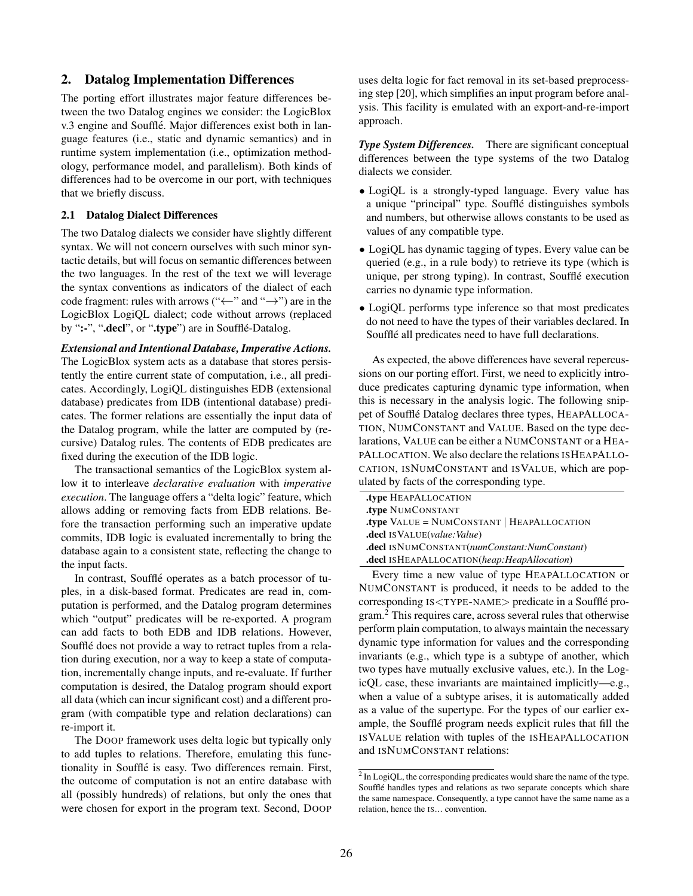## 2. Datalog Implementation Differences

The porting effort illustrates major feature differences between the two Datalog engines we consider: the LogicBlox v.3 engine and Soufflé. Major differences exist both in language features (i.e., static and dynamic semantics) and in runtime system implementation (i.e., optimization methodology, performance model, and parallelism). Both kinds of differences had to be overcome in our port, with techniques that we briefly discuss.

### 2.1 Datalog Dialect Differences

The two Datalog dialects we consider have slightly different syntax. We will not concern ourselves with such minor syntactic details, but will focus on semantic differences between the two languages. In the rest of the text we will leverage the syntax conventions as indicators of the dialect of each code fragment: rules with arrows ("←" and "→") are in the LogicBlox LogiQL dialect; code without arrows (replaced by "**:-**", "**.decl**", or "**.type**") are in Soufflé-Datalog.

***Extensional and Intentional Database, Imperative Actions.*** The LogicBlox system acts as a database that stores persistently the entire current state of computation, i.e., all predicates. Accordingly, LogiQL distinguishes EDB (extensional database) predicates from IDB (intentional database) predicates. The former relations are essentially the input data of the Datalog program, while the latter are computed by (recursive) Datalog rules. The contents of EDB predicates are fixed during the execution of the IDB logic.

The transactional semantics of the LogicBlox system allow it to interleave *declarative evaluation* with *imperative execution*. The language offers a "delta logic" feature, which allows adding or removing facts from EDB relations. Before the transaction performing such an imperative update commits, IDB logic is evaluated incrementally to bring the database again to a consistent state, reflecting the change to the input facts.

In contrast, Soufflé operates as a batch processor of tuples, in a disk-based format. Predicates are read in, computation is performed, and the Datalog program determines which "output" predicates will be re-exported. A program can add facts to both EDB and IDB relations. However, Soufflé does not provide a way to retract tuples from a relation during execution, nor a way to keep a state of computation, incrementally change inputs, and re-evaluate. If further computation is desired, the Datalog program should export all data (which can incur significant cost) and a different program (with compatible type and relation declarations) can re-import it.

The DOOP framework uses delta logic but typically only to add tuples to relations. Therefore, emulating this functionality in Soufflé is easy. Two differences remain. First, the outcome of computation is not an entire database with all (possibly hundreds) of relations, but only the ones that were chosen for export in the program text. Second, DOOP uses delta logic for fact removal in its set-based preprocessing step [20], which simplifies an input program before analysis. This facility is emulated with an export-and-re-import approach.

***Type System Differences.*** There are significant conceptual differences between the type systems of the two Datalog dialects we consider.

- LogiQL is a strongly-typed language. Every value has a unique "principal" type. Soufflé distinguishes symbols and numbers, but otherwise allows constants to be used as values of any compatible type.
- LogiQL has dynamic tagging of types. Every value can be queried (e.g., in a rule body) to retrieve its type (which is unique, per strong typing). In contrast, Soufflé execution carries no dynamic type information.
- LogiQL performs type inference so that most predicates do not need to have the types of their variables declared. In Soufflé all predicates need to have full declarations.

As expected, the above differences have several repercussions on our porting effort. First, we need to explicitly introduce predicates capturing dynamic type information, when this is necessary in the analysis logic. The following snippet of Soufflé Datalog declares three types, HEAPALLOCATION, NUMCONSTANT and VALUE. Based on the type declarations, VALUE can be either a NUMCONSTANT or a HEAPALLOCATION. We also declare the relations ISHEAPALLOCATION, ISNUMCONSTANT and ISVALUE, which are populated by facts of the corresponding type.

```
.type HeapAllocation
.type NumConstant
.type Value = NumConstant | HeapAllocation
.decl isValue(value:Value)
.decl isNumConstant(numConstant:NumConstant)
.decl isHeapAllocation(heap:HeapAllocation)
```

Every time a new value of type HEAPALLOCATION or NUMCONSTANT is produced, it needs to be added to the corresponding IS<TYPE-NAME> predicate in a Soufflé program.[2] This requires care, across several rules that otherwise perform plain computation, to always maintain the necessary dynamic type information for values and the corresponding invariants (e.g., which type is a subtype of another, which two types have mutually exclusive values, etc.). In the LogiQL case, these invariants are maintained implicitly—e.g., when a value of a subtype arises, it is automatically added as a value of the supertype. For the types of our earlier example, the Soufflé program needs explicit rules that fill the ISVALUE relation with tuples of the ISHEAPALLOCATION and ISNUMCONSTANT relations:

[2] In LogiQL, the corresponding predicates would share the name of the type. Soufflé handles types and relations as two separate concepts which share the same namespace. Consequently, a type cannot have the same name as a relation, hence the IS… convention.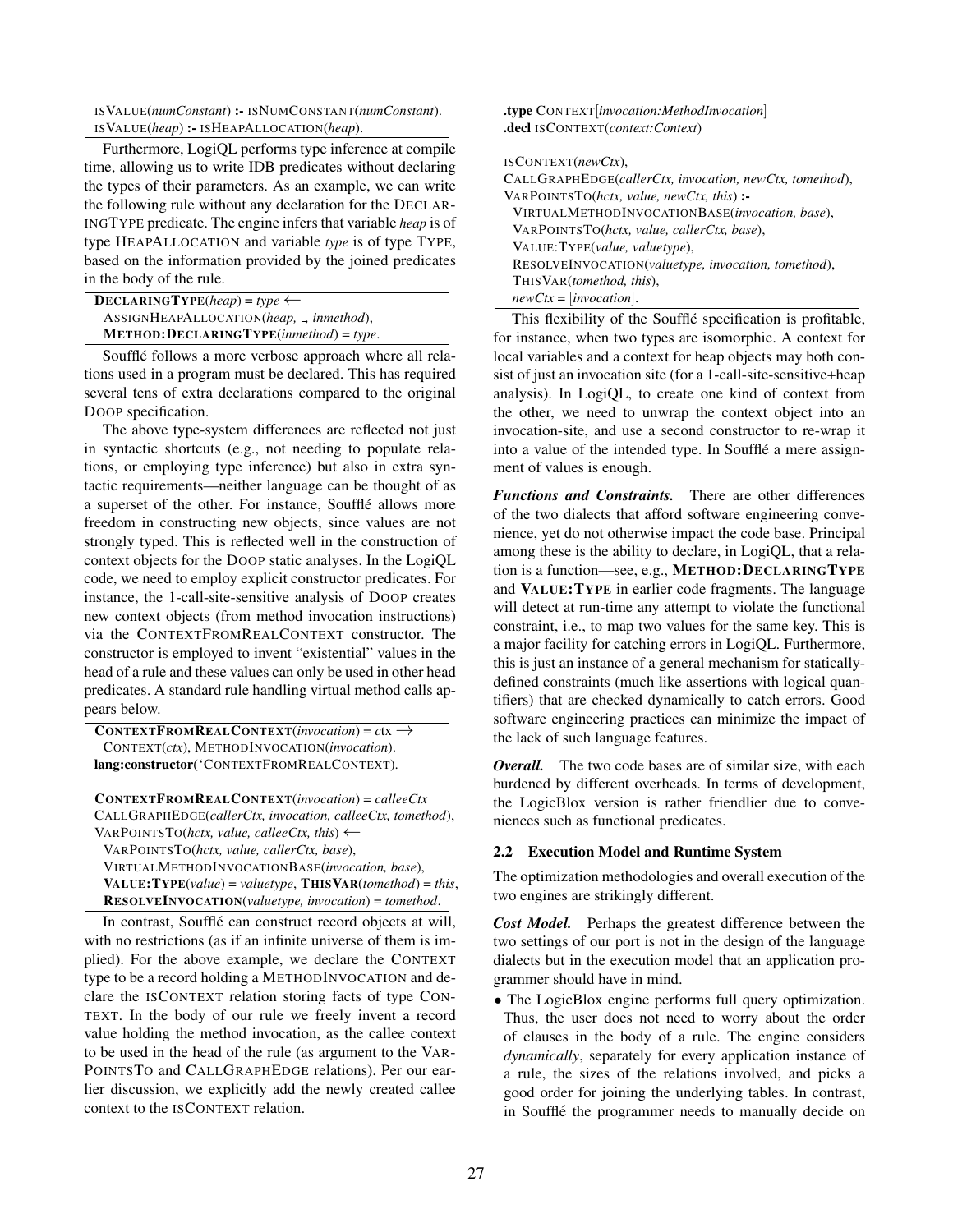```
ISVALUE(numConstant) :- ISNUMCONSTANT(numConstant).
ISVALUE(heap) :- ISHEAPALLOCATION(heap).
```

Furthermore, LogiQL performs type inference at compile time, allowing us to write IDB predicates without declaring the types of their parameters. As an example, we can write the following rule without any declaration for the DECLARINGTYPE predicate. The engine infers that variable *heap* is of type HEAPALLOCATION and variable *type* is of type TYPE, based on the information provided by the joined predicates in the body of the rule.

```
DECLARINGTYPE(heap) = type ←
  ASSIGNHEAPALLOCATION(heap, _, inmethod),
  METHOD:DECLARINGTYPE(inmethod) = type.
```

Soufflé follows a more verbose approach where all relations used in a program must be declared. This has required several tens of extra declarations compared to the original DOOP specification.

The above type-system differences are reflected not just in syntactic shortcuts (e.g., not needing to populate relations, or employing type inference) but also in extra syntactic requirements—neither language can be thought of as a superset of the other. For instance, Soufflé allows more freedom in constructing new objects, since values are not strongly typed. This is reflected well in the construction of context objects for the DOOP static analyses. In the LogiQL code, we need to employ explicit constructor predicates. For instance, the 1-call-site-sensitive analysis of DOOP creates new context objects (from method invocation instructions) via the CONTEXTFROMREALCONTEXT constructor. The constructor is employed to invent "existential" values in the head of a rule and these values can only be used in other head predicates. A standard rule handling virtual method calls appears below.

```
CONTEXTFROMREALCONTEXT(invocation) = ctx →
  CONTEXT(ctx), METHODINVOCATION(invocation).
lang:constructor(`CONTEXTFROMREALCONTEXT).

CONTEXTFROMREALCONTEXT(invocation) = calleeCtx
CALLGRAPHEDGE(callerCtx, invocation, calleeCtx, tomethod),
VARPOINTSTO(hctx, value, calleeCtx, this) ←
  VARPOINTSTO(hctx, value, callerCtx, base),
  VIRTUALMETHODINVOCATIONBASE(invocation, base),
  VALUE:TYPE(value) = valuetype, THISVAR(tomethod) = this,
  RESOLVEINVOCATION(valuetype, invocation) = tomethod.
```

In contrast, Soufflé can construct record objects at will, with no restrictions (as if an infinite universe of them is implied). For the above example, we declare the CONTEXT type to be a record holding a METHODINVOCATION and declare the ISCONTEXT relation storing facts of type CONTEXT. In the body of our rule we freely invent a record value holding the method invocation, as the callee context to be used in the head of the rule (as argument to the VARPOINTSTO and CALLGRAPHEDGE relations). Per our earlier discussion, we explicitly add the newly created callee context to the ISCONTEXT relation.

```
.type CONTEXT[invocation:MethodInvocation]
.decl ISCONTEXT(context:Context)

ISCONTEXT(newCtx),
CALLGRAPHEDGE(callerCtx, invocation, newCtx, tomethod),
VARPOINTSTO(hctx, value, newCtx, this) :-
  VIRTUALMETHODINVOCATIONBASE(invocation, base),
  VARPOINTSTO(hctx, value, callerCtx, base),
  VALUE:TYPE(value, valuetype),
  RESOLVEINVOCATION(valuetype, invocation, tomethod),
  THISVAR(tomethod, this),
  newCtx = [invocation].
```

This flexibility of the Soufflé specification is profitable, for instance, when two types are isomorphic. A context for local variables and a context for heap objects may both consist of just an invocation site (for a 1-call-site-sensitive+heap analysis). In LogiQL, to create one kind of context from the other, we need to unwrap the context object into an invocation-site, and use a second constructor to re-wrap it into a value of the intended type. In Soufflé a mere assignment of values is enough.

***Functions and Constraints.*** There are other differences of the two dialects that afford software engineering convenience, yet do not otherwise impact the code base. Principal among these is the ability to declare, in LogiQL, that a relation is a function—see, e.g., **METHOD:DECLARINGTYPE** and **VALUE:TYPE** in earlier code fragments. The language will detect at run-time any attempt to violate the functional constraint, i.e., to map two values for the same key. This is a major facility for catching errors in LogiQL. Furthermore, this is just an instance of a general mechanism for statically-defined constraints (much like assertions with logical quantifiers) that are checked dynamically to catch errors. Good software engineering practices can minimize the impact of the lack of such language features.

***Overall.*** The two code bases are of similar size, with each burdened by different overheads. In terms of development, the LogicBlox version is rather friendlier due to conveniences such as functional predicates.

### 2.2 Execution Model and Runtime System

The optimization methodologies and overall execution of the two engines are strikingly different.

***Cost Model.*** Perhaps the greatest difference between the two settings of our port is not in the design of the language dialects but in the execution model that an application programmer should have in mind.

- The LogicBlox engine performs full query optimization. Thus, the user does not need to worry about the order of clauses in the body of a rule. The engine considers *dynamically*, separately for every application instance of a rule, the sizes of the relations involved, and picks a good order for joining the underlying tables. In contrast, in Soufflé the programmer needs to manually decide on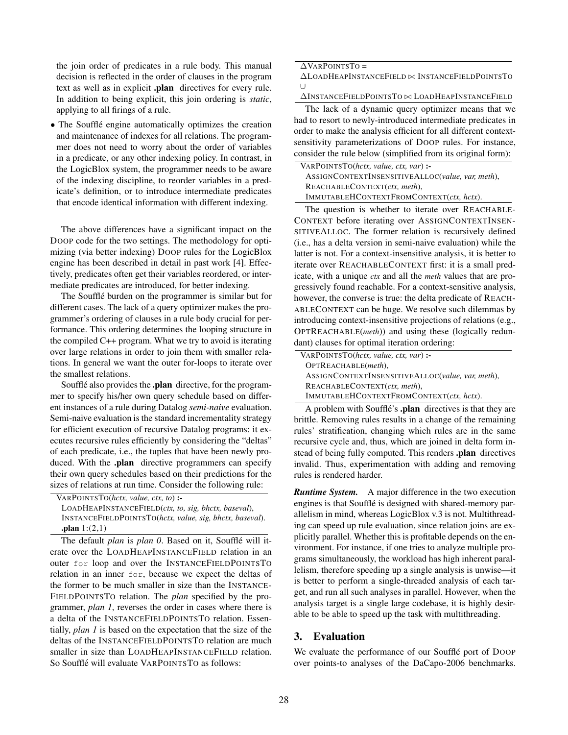the join order of predicates in a rule body. This manual decision is reflected in the order of clauses in the program text as well as in explicit **.plan** directives for every rule. In addition to being explicit, this join ordering is *static*, applying to all firings of a rule.

- The Soufflé engine automatically optimizes the creation and maintenance of indexes for all relations. The programmer does not need to worry about the order of variables in a predicate, or any other indexing policy. In contrast, in the LogicBlox system, the programmer needs to be aware of the indexing discipline, to reorder variables in a predicate's definition, or to introduce intermediate predicates that encode identical information with different indexing.

The above differences have a significant impact on the DOOP code for the two settings. The methodology for optimizing (via better indexing) DOOP rules for the LogicBlox engine has been described in detail in past work [4]. Effectively, predicates often get their variables reordered, or intermediate predicates are introduced, for better indexing.

The Soufflé burden on the programmer is similar but for different cases. The lack of a query optimizer makes the programmer's ordering of clauses in a rule body crucial for performance. This ordering determines the looping structure in the compiled C++ program. What we try to avoid is iterating over large relations in order to join them with smaller relations. In general we want the outer for-loops to iterate over the smallest relations.

Soufflé also provides the **.plan** directive, for the programmer to specify his/her own query schedule based on different instances of a rule during Datalog *semi-naive* evaluation. Semi-naive evaluation is the standard incrementality strategy for efficient execution of recursive Datalog programs: it executes recursive rules efficiently by considering the "deltas" of each predicate, i.e., the tuples that have been newly produced. With the **.plan** directive programmers can specify their own query schedules based on their predictions for the sizes of relations at run time. Consider the following rule:

```
VARPOINTSTO(hctx, value, ctx, to) :-
  LOADHEAPINSTANCEFIELD(ctx, to, sig, bhctx, baseval),
  INSTANCEFIELDPOINTSTO(hctx, value, sig, bhctx, baseval).
  .plan 1:(2,1)
```

The default *plan* is *plan 0*. Based on it, Soufflé will iterate over the LOADHEAPINSTANCEFIELD relation in an outer `for` loop and over the INSTANCEFIELDPOINTSTO relation in an inner `for`, because we expect the deltas of the former to be much smaller in size than the INSTANCEFIELDPOINTSTO relation. The *plan* specified by the programmer, *plan 1*, reverses the order in cases where there is a delta of the INSTANCEFIELDPOINTSTO relation. Essentially, *plan 1* is based on the expectation that the size of the deltas of the INSTANCEFIELDPOINTSTO relation are much smaller in size than LOADHEAPINSTANCEFIELD relation. So Soufflé will evaluate VARPOINTSTO as follows:

$$
\begin{aligned}
&\Delta\text{VARPOINTSTO} = \\
&\Delta\text{LOADHEAPINSTANCEFIELD} \bowtie \text{INSTANCEFIELDPOINTSTO} \\
&\cup \\
&\Delta\text{INSTANCEFIELDPOINTSTO} \bowtie \text{LOADHEAPINSTANCEFIELD}
\end{aligned}
$$

The lack of a dynamic query optimizer means that we had to resort to newly-introduced intermediate predicates in order to make the analysis efficient for all different context-sensitivity parameterizations of DOOP rules. For instance, consider the rule below (simplified from its original form):

```
VARPOINTSTO(hctx, value, ctx, var) :-
  ASSIGNCONTEXTINSENSITIVEALLOC(value, var, meth),
  REACHABLECONTEXT(ctx, meth),
  IMMUTABLEHCONTEXTFROMCONTEXT(ctx, hctx).
```

The question is whether to iterate over REACHABLECONTEXT before iterating over ASSIGNCONTEXTINSENSITIVEALLOC. The former relation is recursively defined (i.e., has a delta version in semi-naive evaluation) while the latter is not. For a context-insensitive analysis, it is better to iterate over REACHABLECONTEXT first: it is a small predicate, with a unique *ctx* and all the *meth* values that are progressively found reachable. For a context-sensitive analysis, however, the converse is true: the delta predicate of REACHABLECONTEXT can be huge. We resolve such dilemmas by introducing context-insensitive projections of relations (e.g., OPTREACHABLE(*meth*)) and using these (logically redundant) clauses for optimal iteration ordering:

```
VARPOINTSTO(hctx, value, ctx, var) :-
  OPTREACHABLE(meth),
  ASSIGNCONTEXTINSENSITIVEALLOC(value, var, meth),
  REACHABLECONTEXT(ctx, meth),
  IMMUTABLEHCONTEXTFROMCONTEXT(ctx, hctx).
```

A problem with Soufflé's **.plan** directives is that they are brittle. Removing rules results in a change of the remaining rules' stratification, changing which rules are in the same recursive cycle and, thus, which are joined in delta form instead of being fully computed. This renders **.plan** directives invalid. Thus, experimentation with adding and removing rules is rendered harder.

***Runtime System.*** A major difference in the two execution engines is that Soufflé is designed with shared-memory parallelism in mind, whereas LogicBlox v.3 is not. Multithreading can speed up rule evaluation, since relation joins are explicitly parallel. Whether this is profitable depends on the environment. For instance, if one tries to analyze multiple programs simultaneously, the workload has high inherent parallelism, therefore speeding up a single analysis is unwise—it is better to perform a single-threaded analysis of each target, and run all such analyses in parallel. However, when the analysis target is a single large codebase, it is highly desirable to be able to speed up the task with multithreading.

## 3. Evaluation

We evaluate the performance of our Soufflé port of DOOP over points-to analyses of the DaCapo-2006 benchmarks.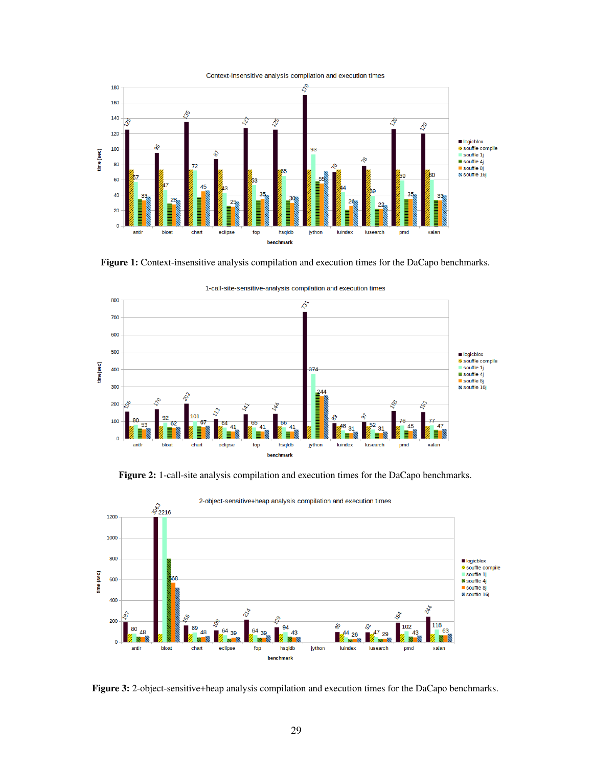Figure 1: Context-insensitive analysis compilation and execution times for the DaCapo benchmarks.

Figure 2: 1-call-site analysis compilation and execution times for the DaCapo benchmarks.

Figure 3: 2-object-sensitive+heap analysis compilation and execution times for the DaCapo benchmarks.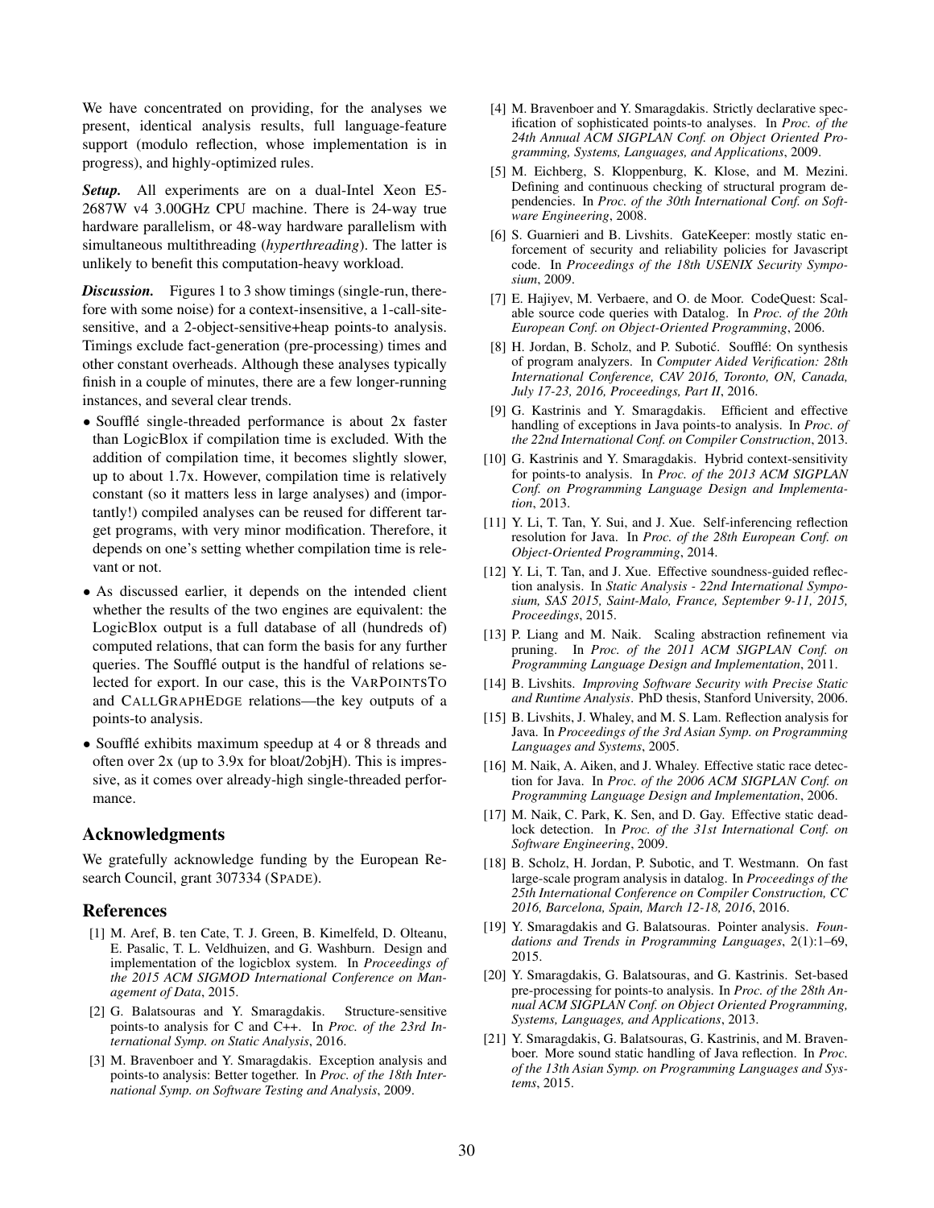We have concentrated on providing, for the analyses we present, identical analysis results, full language-feature support (modulo reflection, whose implementation is in progress), and highly-optimized rules.

***Setup.*** All experiments are on a dual-Intel Xeon E5-2687W v4 3.00GHz CPU machine. There is 24-way true hardware parallelism, or 48-way hardware parallelism with simultaneous multithreading (*hyperthreading*). The latter is unlikely to benefit this computation-heavy workload.

***Discussion.*** Figures 1 to 3 show timings (single-run, therefore with some noise) for a context-insensitive, a 1-call-site-sensitive, and a 2-object-sensitive+heap points-to analysis. Timings exclude fact-generation (pre-processing) times and other constant overheads. Although these analyses typically finish in a couple of minutes, there are a few longer-running instances, and several clear trends.

- Soufflé single-threaded performance is about 2x faster than LogicBlox if compilation time is excluded. With the addition of compilation time, it becomes slightly slower, up to about 1.7x. However, compilation time is relatively constant (so it matters less in large analyses) and (importantly!) compiled analyses can be reused for different target programs, with very minor modification. Therefore, it depends on one's setting whether compilation time is relevant or not.
- As discussed earlier, it depends on the intended client whether the results of the two engines are equivalent: the LogicBlox output is a full database of all (hundreds of) computed relations, that can form the basis for any further queries. The Soufflé output is the handful of relations selected for export. In our case, this is the VARPOINTSTO and CALLGRAPHEDGE relations—the key outputs of a points-to analysis.
- Soufflé exhibits maximum speedup at 4 or 8 threads and often over 2x (up to 3.9x for bloat/2objH). This is impressive, as it comes over already-high single-threaded performance.

## Acknowledgments

We gratefully acknowledge funding by the European Research Council, grant 307334 (SPADE).

## References

[1] M. Aref, B. ten Cate, T. J. Green, B. Kimelfeld, D. Olteanu, E. Pasalic, T. L. Veldhuizen, and G. Washburn. Design and implementation of the logicblox system. In *Proceedings of the 2015 ACM SIGMOD International Conference on Management of Data*, 2015.

[2] G. Balatsouras and Y. Smaragdakis. Structure-sensitive points-to analysis for C and C++. In *Proc. of the 23rd International Symp. on Static Analysis*, 2016.

[3] M. Bravenboer and Y. Smaragdakis. Exception analysis and points-to analysis: Better together. In *Proc. of the 18th International Symp. on Software Testing and Analysis*, 2009.

[4] M. Bravenboer and Y. Smaragdakis. Strictly declarative specification of sophisticated points-to analyses. In *Proc. of the 24th Annual ACM SIGPLAN Conf. on Object Oriented Programming, Systems, Languages, and Applications*, 2009.

[5] M. Eichberg, S. Kloppenburg, K. Klose, and M. Mezini. Defining and continuous checking of structural program dependencies. In *Proc. of the 30th International Conf. on Software Engineering*, 2008.

[6] S. Guarnieri and B. Livshits. GateKeeper: mostly static enforcement of security and reliability policies for Javascript code. In *Proceedings of the 18th USENIX Security Symposium*, 2009.

[7] E. Hajiyev, M. Verbaere, and O. de Moor. CodeQuest: Scalable source code queries with Datalog. In *Proc. of the 20th European Conf. on Object-Oriented Programming*, 2006.

[8] H. Jordan, B. Scholz, and P. Subotić. Soufflé: On synthesis of program analyzers. In *Computer Aided Verification: 28th International Conference, CAV 2016, Toronto, ON, Canada, July 17-23, 2016, Proceedings, Part II*, 2016.

[9] G. Kastrinis and Y. Smaragdakis. Efficient and effective handling of exceptions in Java points-to analysis. In *Proc. of the 22nd International Conf. on Compiler Construction*, 2013.

[10] G. Kastrinis and Y. Smaragdakis. Hybrid context-sensitivity for points-to analysis. In *Proc. of the 2013 ACM SIGPLAN Conf. on Programming Language Design and Implementation*, 2013.

[11] Y. Li, T. Tan, Y. Sui, and J. Xue. Self-inferencing reflection resolution for Java. In *Proc. of the 28th European Conf. on Object-Oriented Programming*, 2014.

[12] Y. Li, T. Tan, and J. Xue. Effective soundness-guided reflection analysis. In *Static Analysis - 22nd International Symposium, SAS 2015, Saint-Malo, France, September 9-11, 2015, Proceedings*, 2015.

[13] P. Liang and M. Naik. Scaling abstraction refinement via pruning. In *Proc. of the 2011 ACM SIGPLAN Conf. on Programming Language Design and Implementation*, 2011.

[14] B. Livshits. *Improving Software Security with Precise Static and Runtime Analysis*. PhD thesis, Stanford University, 2006.

[15] B. Livshits, J. Whaley, and M. S. Lam. Reflection analysis for Java. In *Proceedings of the 3rd Asian Symp. on Programming Languages and Systems*, 2005.

[16] M. Naik, A. Aiken, and J. Whaley. Effective static race detection for Java. In *Proc. of the 2006 ACM SIGPLAN Conf. on Programming Language Design and Implementation*, 2006.

[17] M. Naik, C. Park, K. Sen, and D. Gay. Effective static deadlock detection. In *Proc. of the 31st International Conf. on Software Engineering*, 2009.

[18] B. Scholz, H. Jordan, P. Subotic, and T. Westmann. On fast large-scale program analysis in datalog. In *Proceedings of the 25th International Conference on Compiler Construction, CC 2016, Barcelona, Spain, March 12-18, 2016*, 2016.

[19] Y. Smaragdakis and G. Balatsouras. Pointer analysis. *Foundations and Trends in Programming Languages*, 2(1):1–69, 2015.

[20] Y. Smaragdakis, G. Balatsouras, and G. Kastrinis. Set-based pre-processing for points-to analysis. In *Proc. of the 28th Annual ACM SIGPLAN Conf. on Object Oriented Programming, Systems, Languages, and Applications*, 2013.

[21] Y. Smaragdakis, G. Balatsouras, G. Kastrinis, and M. Bravenboer. More sound static handling of Java reflection. In *Proc. of the 13th Asian Symp. on Programming Languages and Systems*, 2015.